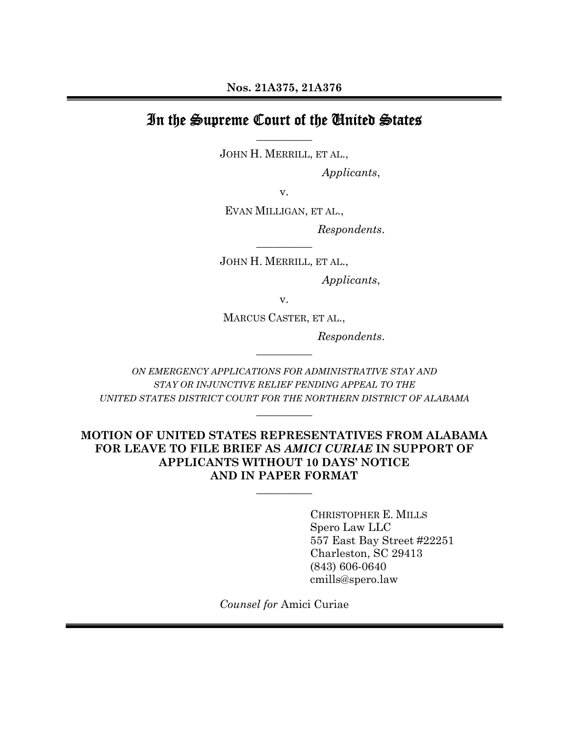**Nos. 21A375, 21A376**

# In the Supreme Court of the United States

---

JOHN H. MERRILL, ET AL.,

*Applicants*,

v.

EVAN MILLIGAN, ET AL.,

*Respondents*.

---

JOHN H. MERRILL, ET AL.,

*Applicants*,

v.

MARCUS CASTER, ET AL.,

*Respondents*.

---

*ON EMERGENCY APPLICATIONS FOR ADMINISTRATIVE STAY AND STAY OR INJUNCTIVE RELIEF PENDING APPEAL TO THE UNITED STATES DISTRICT COURT FOR THE NORTHERN DISTRICT OF ALABAMA*

---

**MOTION OF UNITED STATES REPRESENTATIVES FROM ALABAMA FOR LEAVE TO FILE BRIEF AS *AMICI CURIAE* IN SUPPORT OF APPLICANTS WITHOUT 10 DAYS' NOTICE AND IN PAPER FORMAT**

---

CHRISTOPHER E. MILLS
Spero Law LLC
557 East Bay Street #22251
Charleston, SC 29413
(843) 606-0640
cmills@spero.law

*Counsel for* Amici Curiae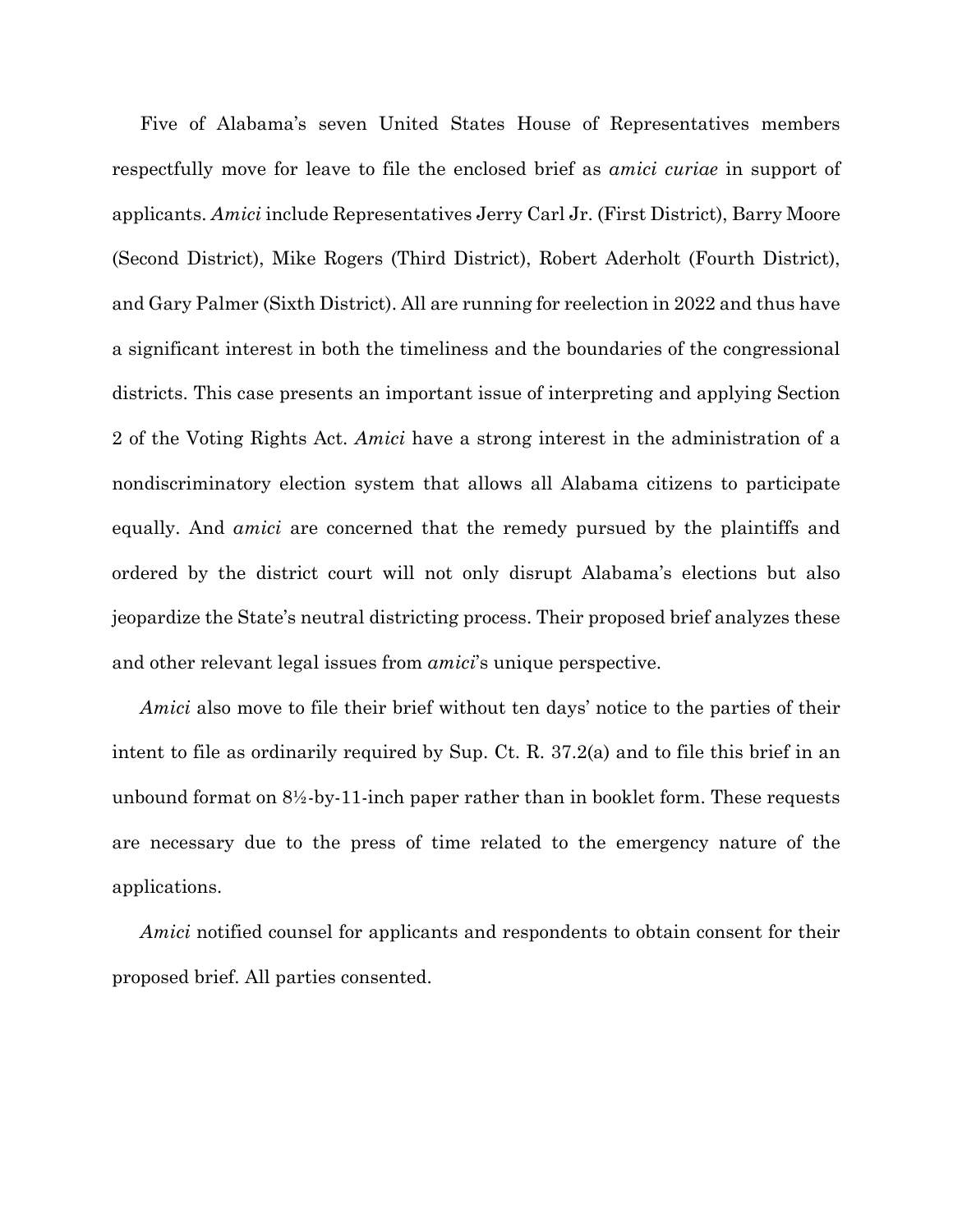Five of Alabama's seven United States House of Representatives members respectfully move for leave to file the enclosed brief as *amici curiae* in support of applicants. *Amici* include Representatives Jerry Carl Jr. (First District), Barry Moore (Second District), Mike Rogers (Third District), Robert Aderholt (Fourth District), and Gary Palmer (Sixth District). All are running for reelection in 2022 and thus have a significant interest in both the timeliness and the boundaries of the congressional districts. This case presents an important issue of interpreting and applying Section 2 of the Voting Rights Act. *Amici* have a strong interest in the administration of a nondiscriminatory election system that allows all Alabama citizens to participate equally. And *amici* are concerned that the remedy pursued by the plaintiffs and ordered by the district court will not only disrupt Alabama's elections but also jeopardize the State's neutral districting process. Their proposed brief analyzes these and other relevant legal issues from *amici*'s unique perspective.

*Amici* also move to file their brief without ten days' notice to the parties of their intent to file as ordinarily required by Sup. Ct. R. 37.2(a) and to file this brief in an unbound format on 8½-by-11-inch paper rather than in booklet form. These requests are necessary due to the press of time related to the emergency nature of the applications.

*Amici* notified counsel for applicants and respondents to obtain consent for their proposed brief. All parties consented.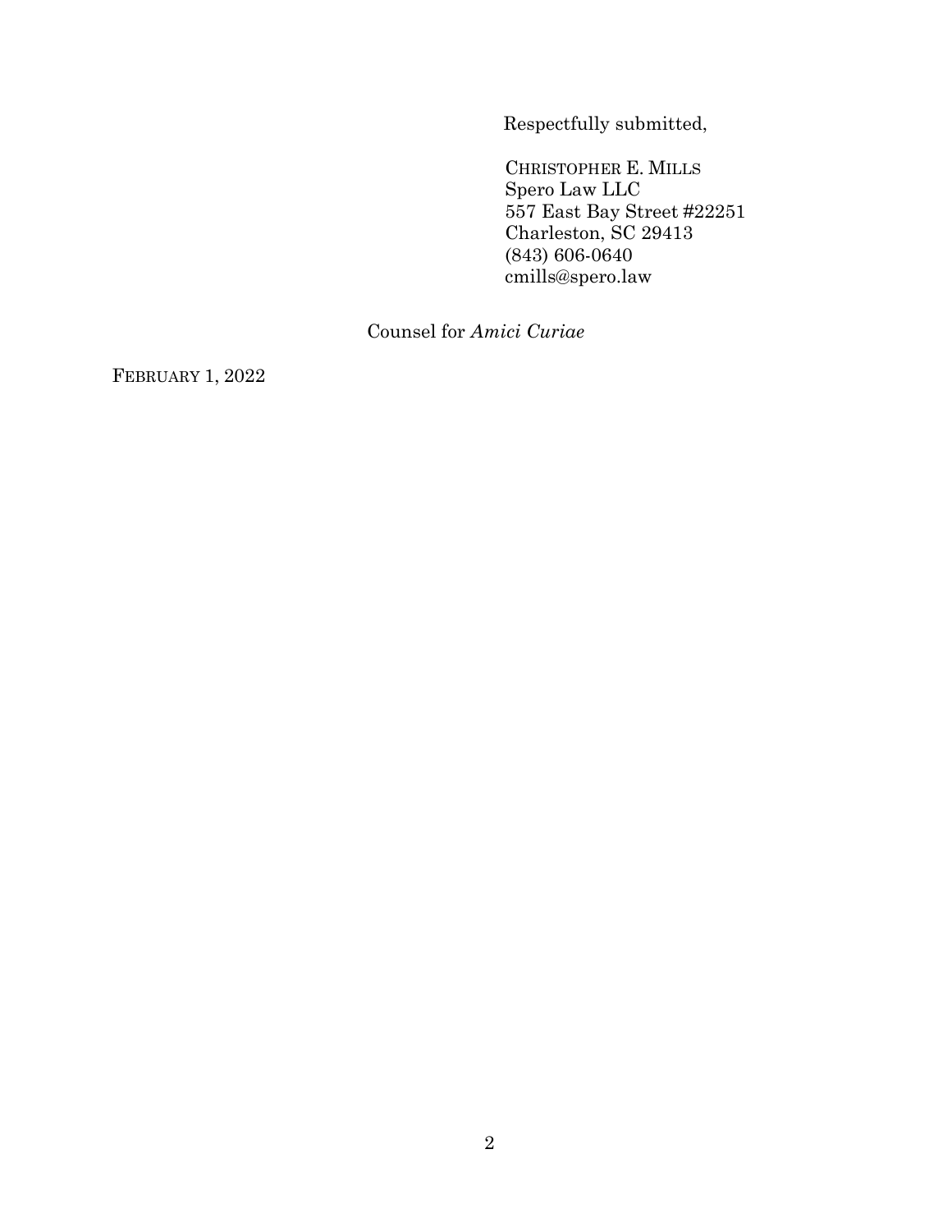Respectfully submitted,

CHRISTOPHER E. MILLS
Spero Law LLC
557 East Bay Street #22251
Charleston, SC 29413
(843) 606-0640
cmills@spero.law

Counsel for *Amici Curiae*

FEBRUARY 1, 2022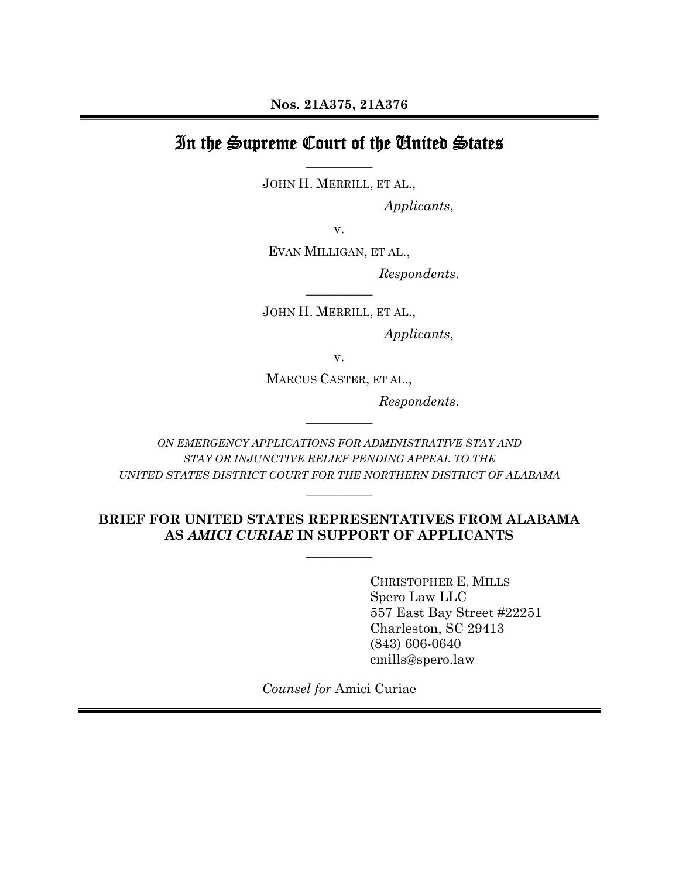**Nos. 21A375, 21A376**

# In the Supreme Court of the United States

JOHN H. MERRILL, ET AL.,

*Applicants*,

v.

EVAN MILLIGAN, ET AL.,

*Respondents*.

JOHN H. MERRILL, ET AL.,

*Applicants*,

v.

MARCUS CASTER, ET AL.,

*Respondents*.

*ON EMERGENCY APPLICATIONS FOR ADMINISTRATIVE STAY AND STAY OR INJUNCTIVE RELIEF PENDING APPEAL TO THE UNITED STATES DISTRICT COURT FOR THE NORTHERN DISTRICT OF ALABAMA*

**BRIEF FOR UNITED STATES REPRESENTATIVES FROM ALABAMA AS *AMICI CURIAE* IN SUPPORT OF APPLICANTS**

CHRISTOPHER E. MILLS
Spero Law LLC
557 East Bay Street #22251
Charleston, SC 29413
(843) 606-0640
cmills@spero.law

*Counsel for* Amici Curiae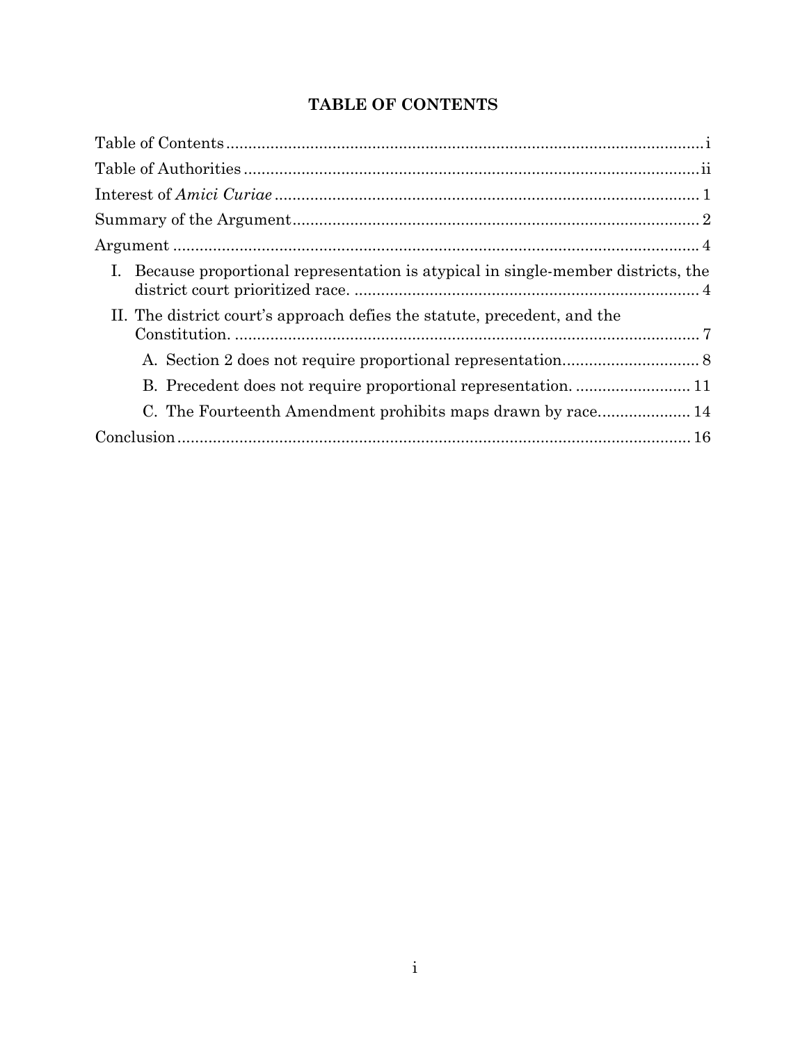## TABLE OF CONTENTS

Table of Contents ........................................................................................................ i

Table of Authorities ..................................................................................................... ii

Interest of *Amici Curiae* ............................................................................................. 1

Summary of the Argument ........................................................................................... 2

Argument ...................................................................................................................... 4

- I. Because proportional representation is atypical in single-member districts, the district court prioritized race. .............................................................................. 4
- II. The district court's approach defies the statute, precedent, and the Constitution. ......................................................................................................... 7
  - A. Section 2 does not require proportional representation................................ 8
  - B. Precedent does not require proportional representation. .......................... 11
  - C. The Fourteenth Amendment prohibits maps drawn by race..................... 14

Conclusion .................................................................................................................. 16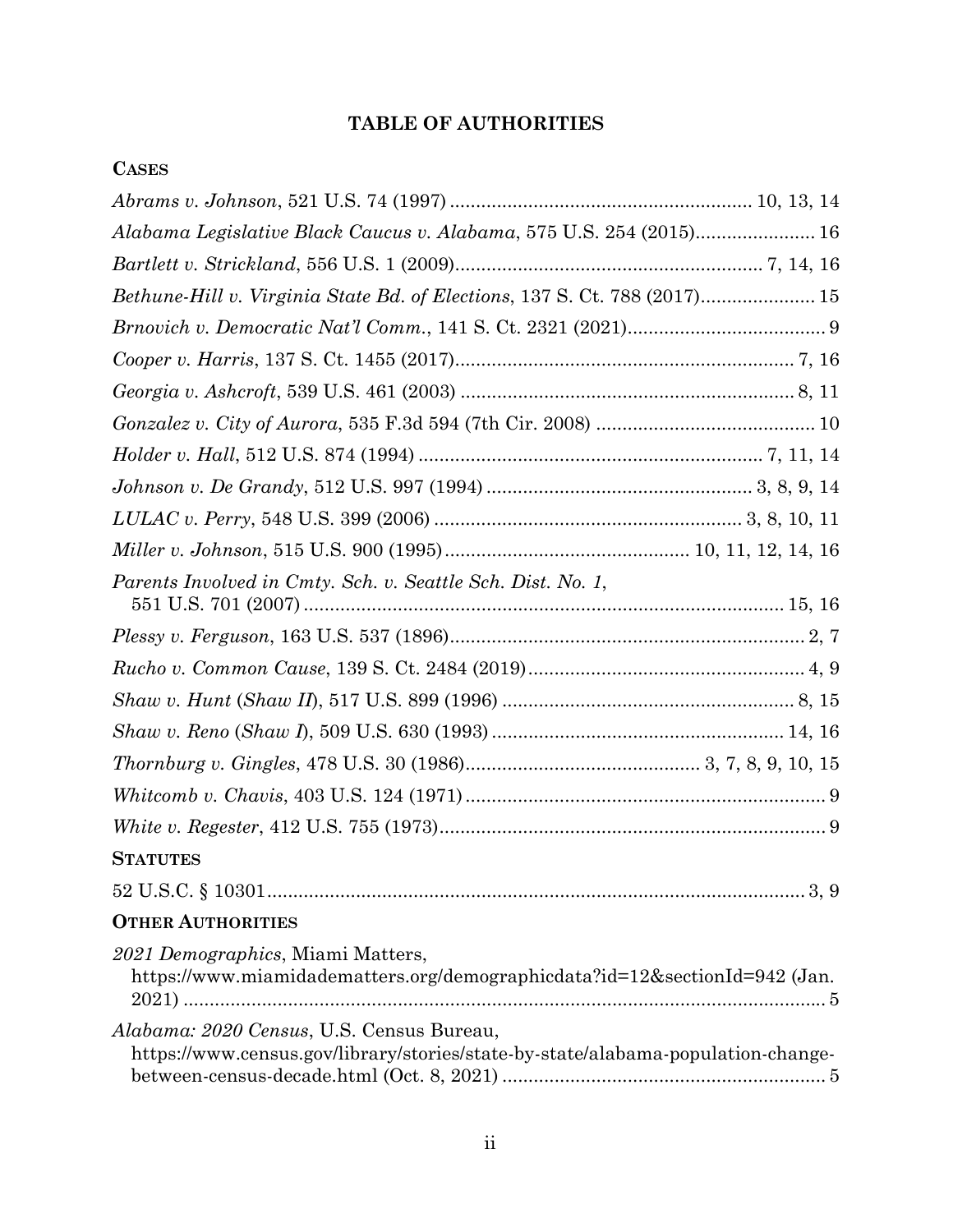# TABLE OF AUTHORITIES

## CASES

*Abrams v. Johnson*, 521 U.S. 74 (1997) ........................................................ 10, 13, 14

*Alabama Legislative Black Caucus v. Alabama*, 575 U.S. 254 (2015)....................... 16

*Bartlett v. Strickland*, 556 U.S. 1 (2009)......................................................... 7, 14, 16

*Bethune-Hill v. Virginia State Bd. of Elections*, 137 S. Ct. 788 (2017)...................... 15

*Brnovich v. Democratic Nat'l Comm.*, 141 S. Ct. 2321 (2021)...................................... 9

*Cooper v. Harris*, 137 S. Ct. 1455 (2017)................................................................ 7, 16

*Georgia v. Ashcroft*, 539 U.S. 461 (2003) ............................................................... 8, 11

*Gonzalez v. City of Aurora*, 535 F.3d 594 (7th Cir. 2008) ........................................ 10

*Holder v. Hall*, 512 U.S. 874 (1994) ................................................................. 7, 11, 14

*Johnson v. De Grandy*, 512 U.S. 997 (1994) .................................................. 3, 8, 9, 14

*LULAC v. Perry*, 548 U.S. 399 (2006) .......................................................... 3, 8, 10, 11

*Miller v. Johnson*, 515 U.S. 900 (1995)............................................. 10, 11, 12, 14, 16

*Parents Involved in Cmty. Sch. v. Seattle Sch. Dist. No. 1*, 551 U.S. 701 (2007) ........................................................................................... 15, 16

*Plessy v. Ferguson*, 163 U.S. 537 (1896)................................................................... 2, 7

*Rucho v. Common Cause*, 139 S. Ct. 2484 (2019).................................................... 4, 9

*Shaw v. Hunt* (*Shaw II*), 517 U.S. 899 (1996) ....................................................... 8, 15

*Shaw v. Reno* (*Shaw I*), 509 U.S. 630 (1993) ....................................................... 14, 16

*Thornburg v. Gingles*, 478 U.S. 30 (1986)............................................ 3, 7, 8, 9, 10, 15

*Whitcomb v. Chavis*, 403 U.S. 124 (1971) ..................................................................... 9

*White v. Regester*, 412 U.S. 755 (1973)......................................................................... 9

## STATUTES

52 U.S.C. § 10301...................................................................................................... 3, 9

## OTHER AUTHORITIES

*2021 Demographics*, Miami Matters, https://www.miamidadematters.org/demographicdata?id=12&sectionId=942 (Jan. 2021) ......................................................................................................... 5

*Alabama: 2020 Census*, U.S. Census Bureau, https://www.census.gov/library/stories/state-by-state/alabama-population-change-between-census-decade.html (Oct. 8, 2021) ............................................................. 5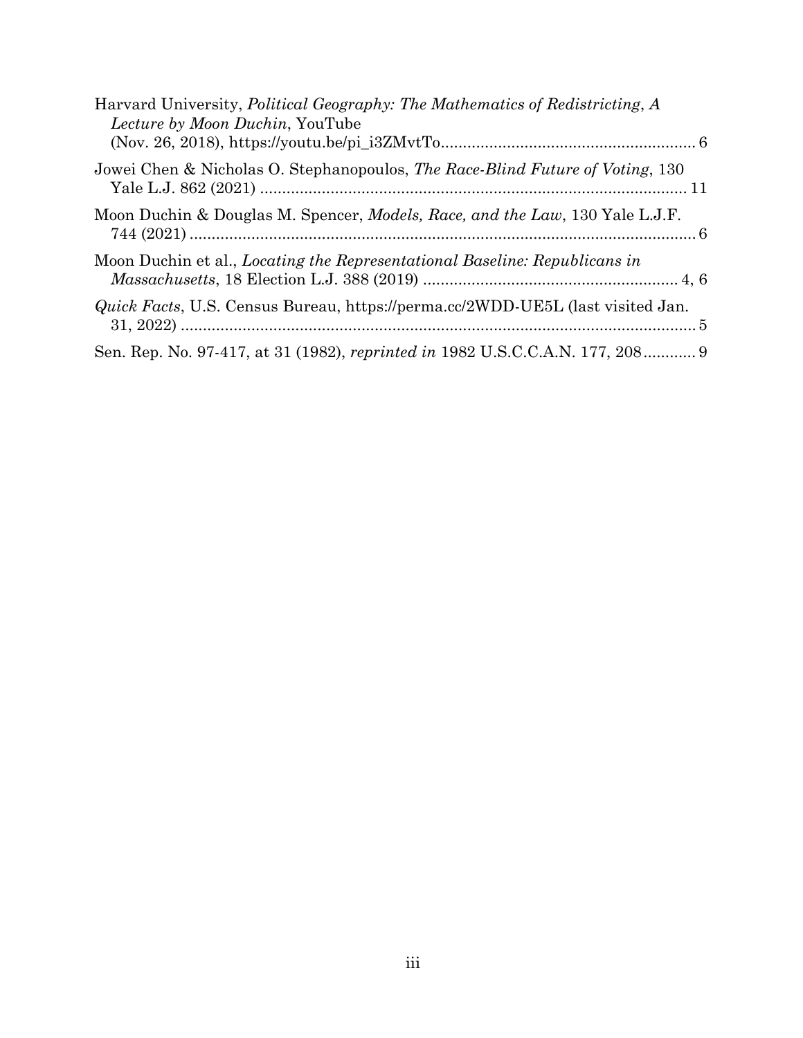Harvard University, *Political Geography: The Mathematics of Redistricting*, *A Lecture by Moon Duchin*, YouTube (Nov. 26, 2018), https://youtu.be/pi_i3ZMvtTo .......... 6

Jowei Chen & Nicholas O. Stephanopoulos, *The Race-Blind Future of Voting*, 130 Yale L.J. 862 (2021) .......... 11

Moon Duchin & Douglas M. Spencer, *Models, Race, and the Law*, 130 Yale L.J.F. 744 (2021) .......... 6

Moon Duchin et al., *Locating the Representational Baseline: Republicans in Massachusetts*, 18 Election L.J. 388 (2019) .......... 4, 6

*Quick Facts*, U.S. Census Bureau, https://perma.cc/2WDD-UE5L (last visited Jan. 31, 2022) .......... 5

Sen. Rep. No. 97-417, at 31 (1982), *reprinted in* 1982 U.S.C.C.A.N. 177, 208 .......... 9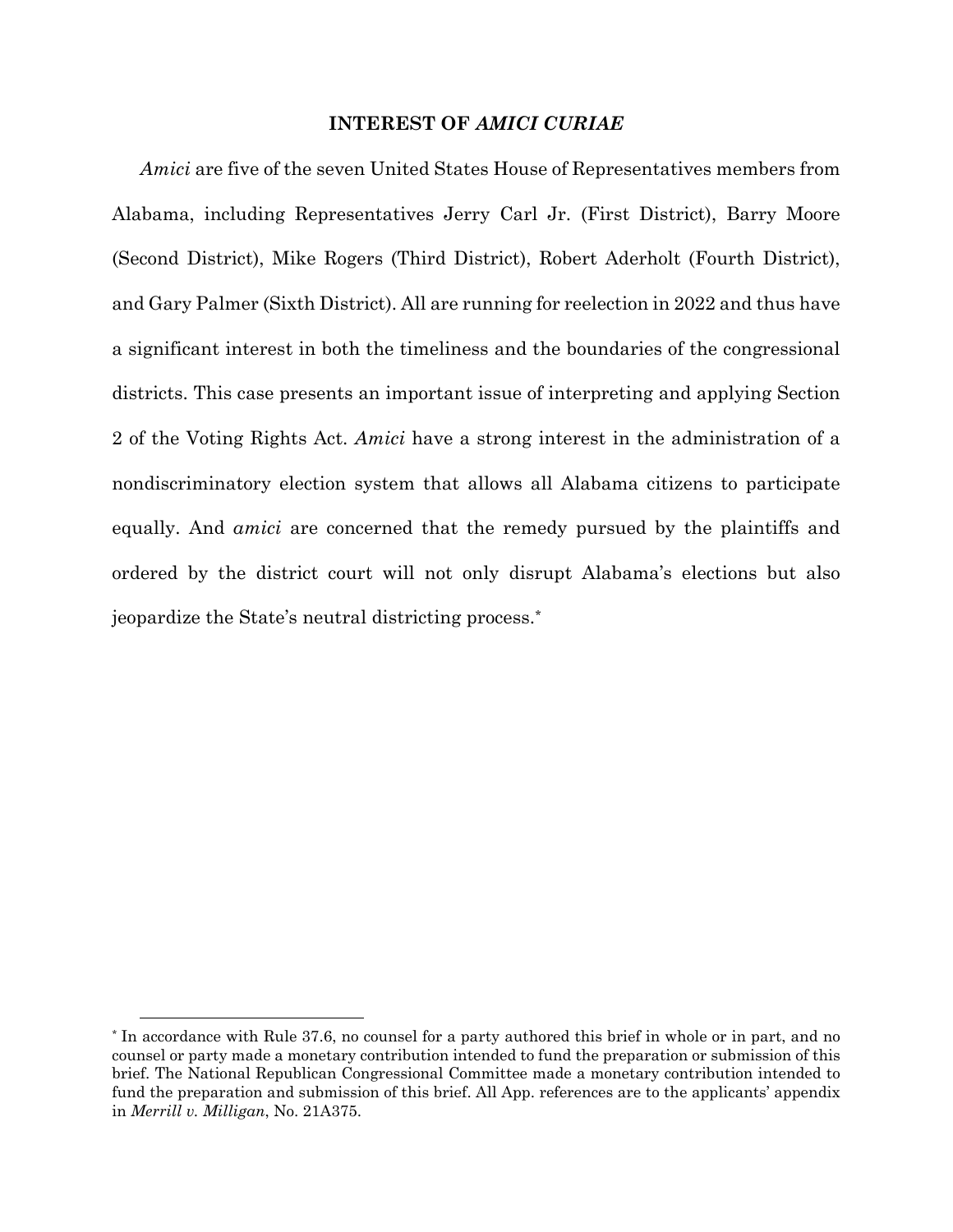## INTEREST OF *AMICI CURIAE*

*Amici* are five of the seven United States House of Representatives members from Alabama, including Representatives Jerry Carl Jr. (First District), Barry Moore (Second District), Mike Rogers (Third District), Robert Aderholt (Fourth District), and Gary Palmer (Sixth District). All are running for reelection in 2022 and thus have a significant interest in both the timeliness and the boundaries of the congressional districts. This case presents an important issue of interpreting and applying Section 2 of the Voting Rights Act. *Amici* have a strong interest in the administration of a nondiscriminatory election system that allows all Alabama citizens to participate equally. And *amici* are concerned that the remedy pursued by the plaintiffs and ordered by the district court will not only disrupt Alabama's elections but also jeopardize the State's neutral districting process.[*]

---

[*] In accordance with Rule 37.6, no counsel for a party authored this brief in whole or in part, and no counsel or party made a monetary contribution intended to fund the preparation or submission of this brief. The National Republican Congressional Committee made a monetary contribution intended to fund the preparation and submission of this brief. All App. references are to the applicants' appendix in *Merrill v. Milligan*, No. 21A375.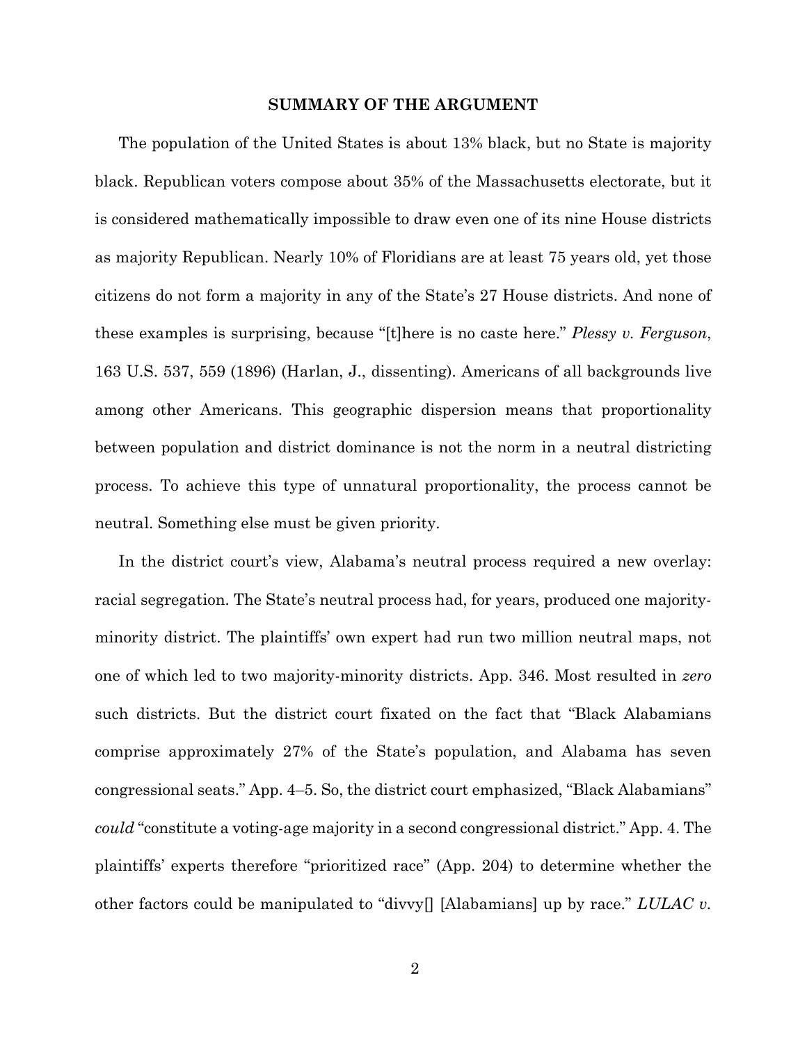## SUMMARY OF THE ARGUMENT

The population of the United States is about 13% black, but no State is majority black. Republican voters compose about 35% of the Massachusetts electorate, but it is considered mathematically impossible to draw even one of its nine House districts as majority Republican. Nearly 10% of Floridians are at least 75 years old, yet those citizens do not form a majority in any of the State's 27 House districts. And none of these examples is surprising, because "[t]here is no caste here." *Plessy v. Ferguson*, 163 U.S. 537, 559 (1896) (Harlan, J., dissenting). Americans of all backgrounds live among other Americans. This geographic dispersion means that proportionality between population and district dominance is not the norm in a neutral districting process. To achieve this type of unnatural proportionality, the process cannot be neutral. Something else must be given priority.

In the district court's view, Alabama's neutral process required a new overlay: racial segregation. The State's neutral process had, for years, produced one majority-minority district. The plaintiffs' own expert had run two million neutral maps, not one of which led to two majority-minority districts. App. 346. Most resulted in *zero* such districts. But the district court fixated on the fact that "Black Alabamians comprise approximately 27% of the State's population, and Alabama has seven congressional seats." App. 4–5. So, the district court emphasized, "Black Alabamians" *could* "constitute a voting-age majority in a second congressional district." App. 4. The plaintiffs' experts therefore "prioritized race" (App. 204) to determine whether the other factors could be manipulated to "divvy[] [Alabamians] up by race." *LULAC v.*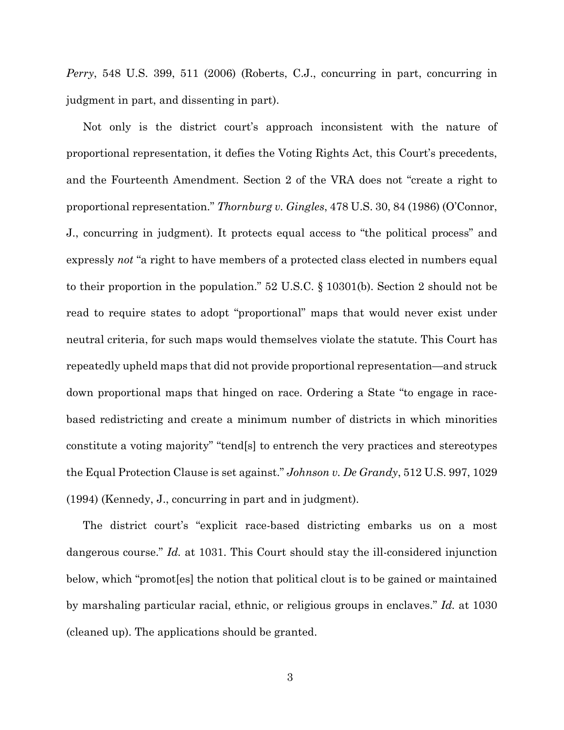*Perry*, 548 U.S. 399, 511 (2006) (Roberts, C.J., concurring in part, concurring in judgment in part, and dissenting in part).

Not only is the district court's approach inconsistent with the nature of proportional representation, it defies the Voting Rights Act, this Court's precedents, and the Fourteenth Amendment. Section 2 of the VRA does not "create a right to proportional representation." *Thornburg v. Gingles*, 478 U.S. 30, 84 (1986) (O'Connor, J., concurring in judgment). It protects equal access to "the political process" and expressly *not* "a right to have members of a protected class elected in numbers equal to their proportion in the population." 52 U.S.C. § 10301(b). Section 2 should not be read to require states to adopt "proportional" maps that would never exist under neutral criteria, for such maps would themselves violate the statute. This Court has repeatedly upheld maps that did not provide proportional representation—and struck down proportional maps that hinged on race. Ordering a State "to engage in race-based redistricting and create a minimum number of districts in which minorities constitute a voting majority" "tend[s] to entrench the very practices and stereotypes the Equal Protection Clause is set against." *Johnson v. De Grandy*, 512 U.S. 997, 1029 (1994) (Kennedy, J., concurring in part and in judgment).

The district court's "explicit race-based districting embarks us on a most dangerous course." *Id.* at 1031. This Court should stay the ill-considered injunction below, which "promot[es] the notion that political clout is to be gained or maintained by marshaling particular racial, ethnic, or religious groups in enclaves." *Id.* at 1030 (cleaned up). The applications should be granted.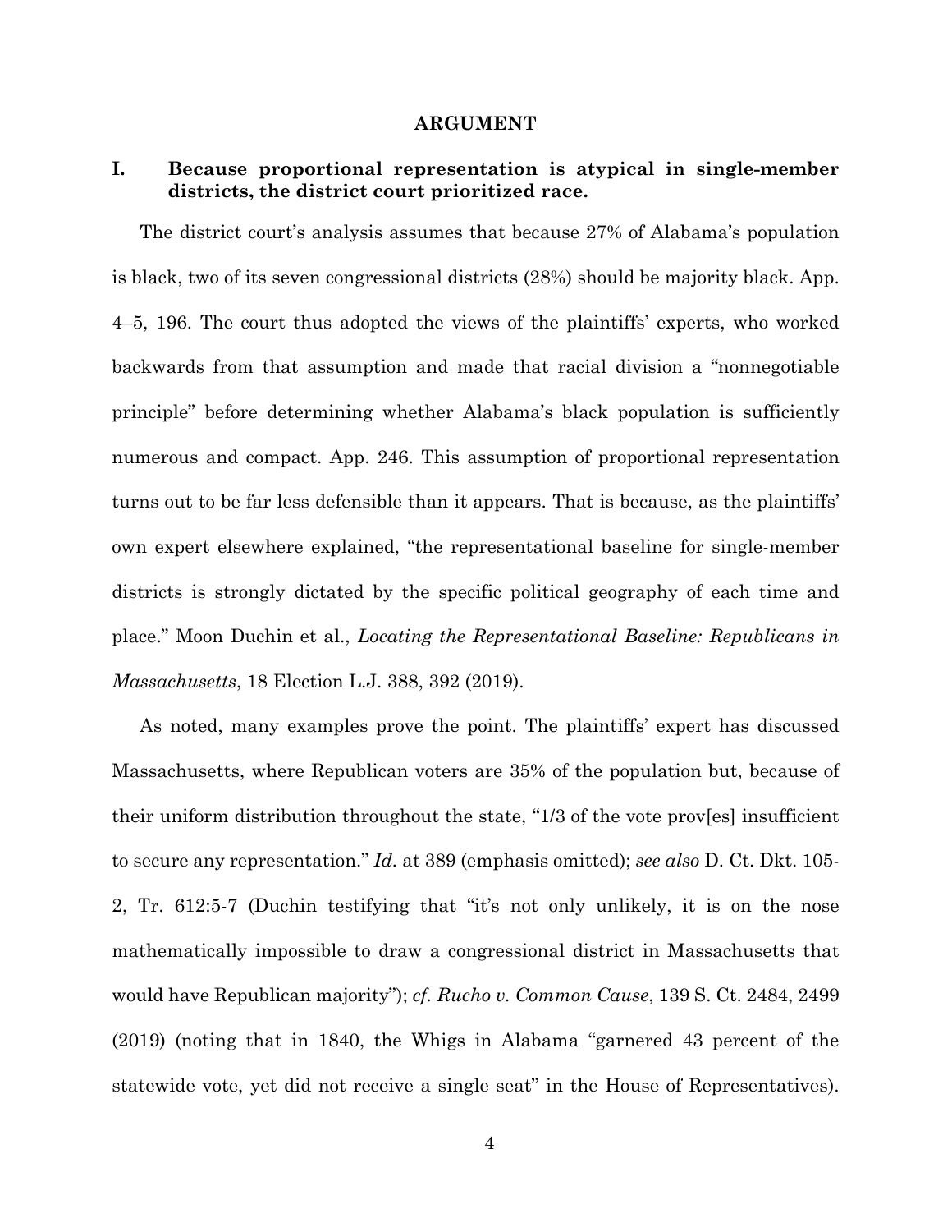## ARGUMENT

### I. Because proportional representation is atypical in single-member districts, the district court prioritized race.

The district court's analysis assumes that because 27% of Alabama's population is black, two of its seven congressional districts (28%) should be majority black. App. 4–5, 196. The court thus adopted the views of the plaintiffs' experts, who worked backwards from that assumption and made that racial division a "nonnegotiable principle" before determining whether Alabama's black population is sufficiently numerous and compact. App. 246. This assumption of proportional representation turns out to be far less defensible than it appears. That is because, as the plaintiffs' own expert elsewhere explained, "the representational baseline for single-member districts is strongly dictated by the specific political geography of each time and place." Moon Duchin et al., *Locating the Representational Baseline: Republicans in Massachusetts*, 18 Election L.J. 388, 392 (2019).

As noted, many examples prove the point. The plaintiffs' expert has discussed Massachusetts, where Republican voters are 35% of the population but, because of their uniform distribution throughout the state, "1/3 of the vote prov[es] insufficient to secure any representation." *Id.* at 389 (emphasis omitted); *see also* D. Ct. Dkt. 105-2, Tr. 612:5-7 (Duchin testifying that "it's not only unlikely, it is on the nose mathematically impossible to draw a congressional district in Massachusetts that would have Republican majority"); *cf. Rucho v. Common Cause*, 139 S. Ct. 2484, 2499 (2019) (noting that in 1840, the Whigs in Alabama "garnered 43 percent of the statewide vote, yet did not receive a single seat" in the House of Representatives).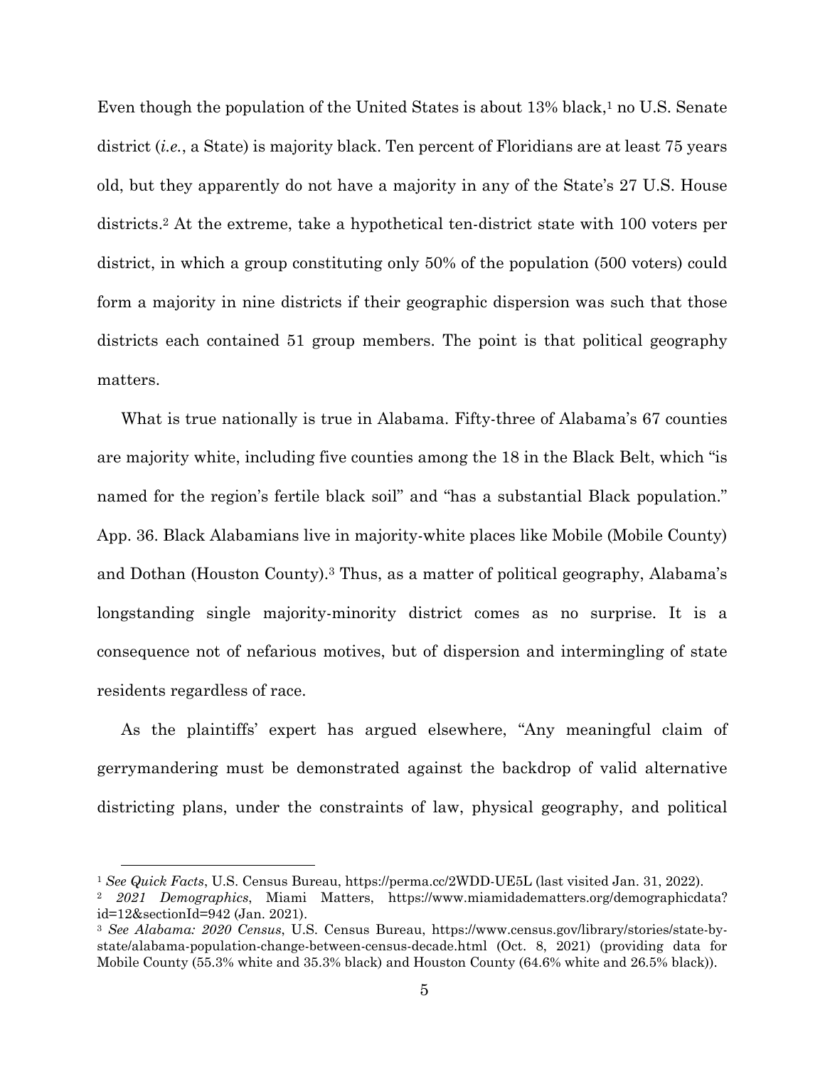Even though the population of the United States is about 13% black,[1] no U.S. Senate district (*i.e.*, a State) is majority black. Ten percent of Floridians are at least 75 years old, but they apparently do not have a majority in any of the State's 27 U.S. House districts.[2] At the extreme, take a hypothetical ten-district state with 100 voters per district, in which a group constituting only 50% of the population (500 voters) could form a majority in nine districts if their geographic dispersion was such that those districts each contained 51 group members. The point is that political geography matters.

What is true nationally is true in Alabama. Fifty-three of Alabama's 67 counties are majority white, including five counties among the 18 in the Black Belt, which "is named for the region's fertile black soil" and "has a substantial Black population." App. 36. Black Alabamians live in majority-white places like Mobile (Mobile County) and Dothan (Houston County).[3] Thus, as a matter of political geography, Alabama's longstanding single majority-minority district comes as no surprise. It is a consequence not of nefarious motives, but of dispersion and intermingling of state residents regardless of race.

As the plaintiffs' expert has argued elsewhere, "Any meaningful claim of gerrymandering must be demonstrated against the backdrop of valid alternative districting plans, under the constraints of law, physical geography, and political

---

[1] *See Quick Facts*, U.S. Census Bureau, https://perma.cc/2WDD-UE5L (last visited Jan. 31, 2022).

[2] *2021 Demographics*, Miami Matters, https://www.miamidadematters.org/demographicdata?id=12&sectionId=942 (Jan. 2021).

[3] *See Alabama: 2020 Census*, U.S. Census Bureau, https://www.census.gov/library/stories/state-by-state/alabama-population-change-between-census-decade.html (Oct. 8, 2021) (providing data for Mobile County (55.3% white and 35.3% black) and Houston County (64.6% white and 26.5% black)).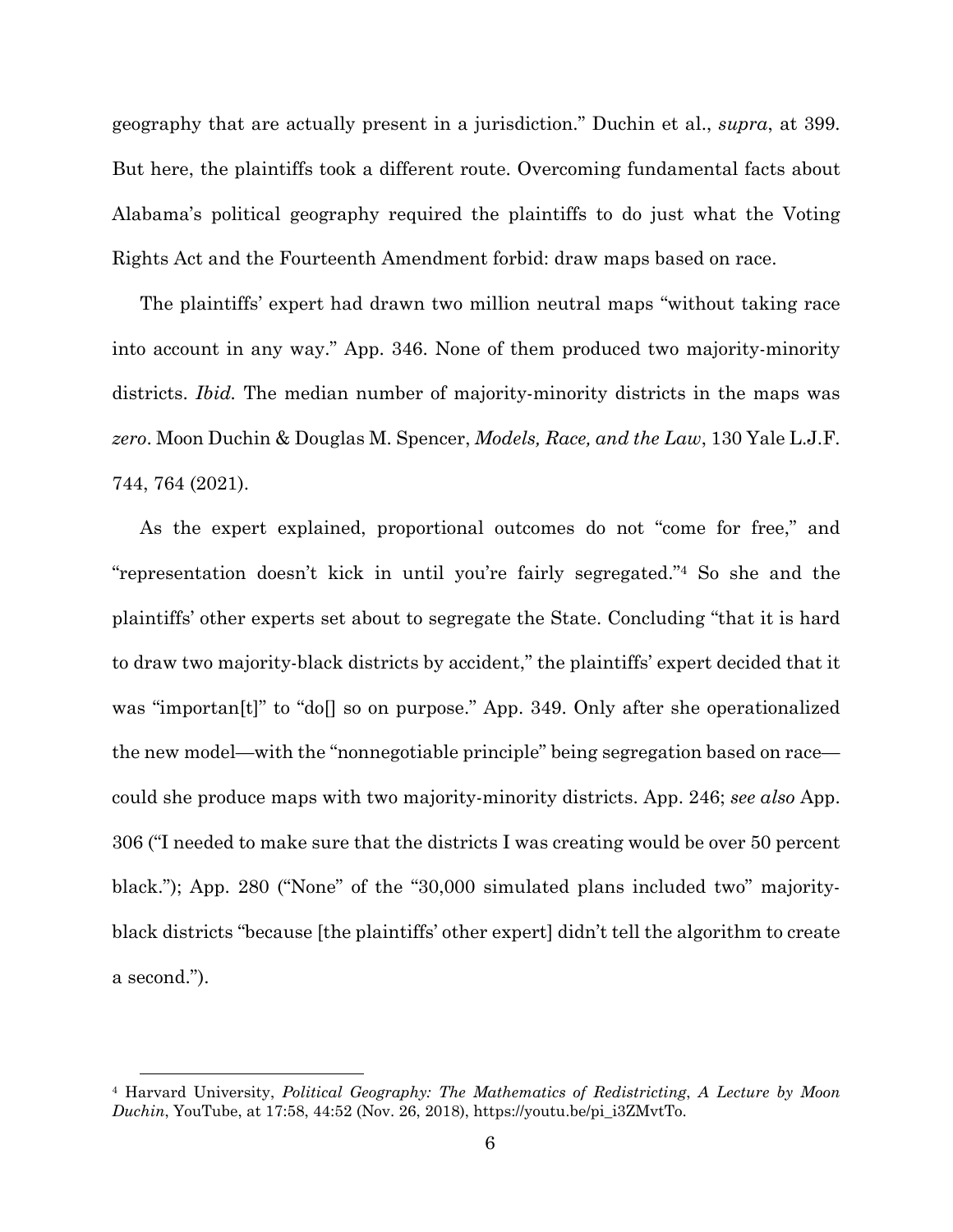geography that are actually present in a jurisdiction." Duchin et al., *supra*, at 399. But here, the plaintiffs took a different route. Overcoming fundamental facts about Alabama's political geography required the plaintiffs to do just what the Voting Rights Act and the Fourteenth Amendment forbid: draw maps based on race.

The plaintiffs' expert had drawn two million neutral maps "without taking race into account in any way." App. 346. None of them produced two majority-minority districts. *Ibid.* The median number of majority-minority districts in the maps was *zero*. Moon Duchin & Douglas M. Spencer, *Models, Race, and the Law*, 130 Yale L.J.F. 744, 764 (2021).

As the expert explained, proportional outcomes do not "come for free," and "representation doesn't kick in until you're fairly segregated."[4] So she and the plaintiffs' other experts set about to segregate the State. Concluding "that it is hard to draw two majority-black districts by accident," the plaintiffs' expert decided that it was "importan[t]" to "do[] so on purpose." App. 349. Only after she operationalized the new model—with the "nonnegotiable principle" being segregation based on race—could she produce maps with two majority-minority districts. App. 246; *see also* App. 306 ("I needed to make sure that the districts I was creating would be over 50 percent black."); App. 280 ("None" of the "30,000 simulated plans included two" majority-black districts "because [the plaintiffs' other expert] didn't tell the algorithm to create a second.").

---

[4] Harvard University, *Political Geography: The Mathematics of Redistricting*, *A Lecture by Moon Duchin*, YouTube, at 17:58, 44:52 (Nov. 26, 2018), https://youtu.be/pi_i3ZMvtTo.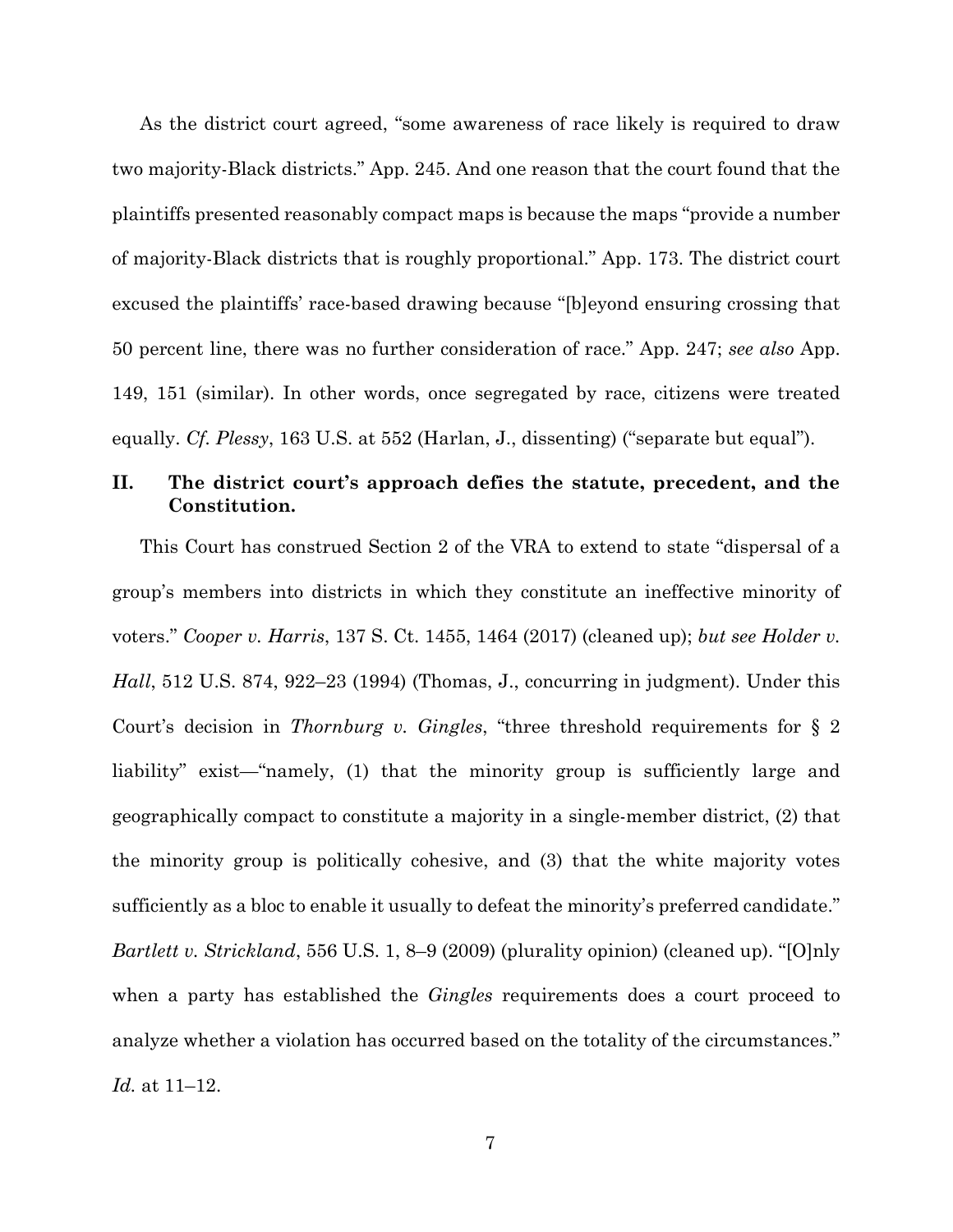As the district court agreed, "some awareness of race likely is required to draw two majority-Black districts." App. 245. And one reason that the court found that the plaintiffs presented reasonably compact maps is because the maps "provide a number of majority-Black districts that is roughly proportional." App. 173. The district court excused the plaintiffs' race-based drawing because "[b]eyond ensuring crossing that 50 percent line, there was no further consideration of race." App. 247; *see also* App. 149, 151 (similar). In other words, once segregated by race, citizens were treated equally. *Cf. Plessy*, 163 U.S. at 552 (Harlan, J., dissenting) ("separate but equal").

## II. The district court's approach defies the statute, precedent, and the Constitution.

This Court has construed Section 2 of the VRA to extend to state "dispersal of a group's members into districts in which they constitute an ineffective minority of voters." *Cooper v. Harris*, 137 S. Ct. 1455, 1464 (2017) (cleaned up); *but see Holder v. Hall*, 512 U.S. 874, 922–23 (1994) (Thomas, J., concurring in judgment). Under this Court's decision in *Thornburg v. Gingles*, "three threshold requirements for § 2 liability" exist—"namely, (1) that the minority group is sufficiently large and geographically compact to constitute a majority in a single-member district, (2) that the minority group is politically cohesive, and (3) that the white majority votes sufficiently as a bloc to enable it usually to defeat the minority's preferred candidate." *Bartlett v. Strickland*, 556 U.S. 1, 8–9 (2009) (plurality opinion) (cleaned up). "[O]nly when a party has established the *Gingles* requirements does a court proceed to analyze whether a violation has occurred based on the totality of the circumstances." *Id.* at 11–12.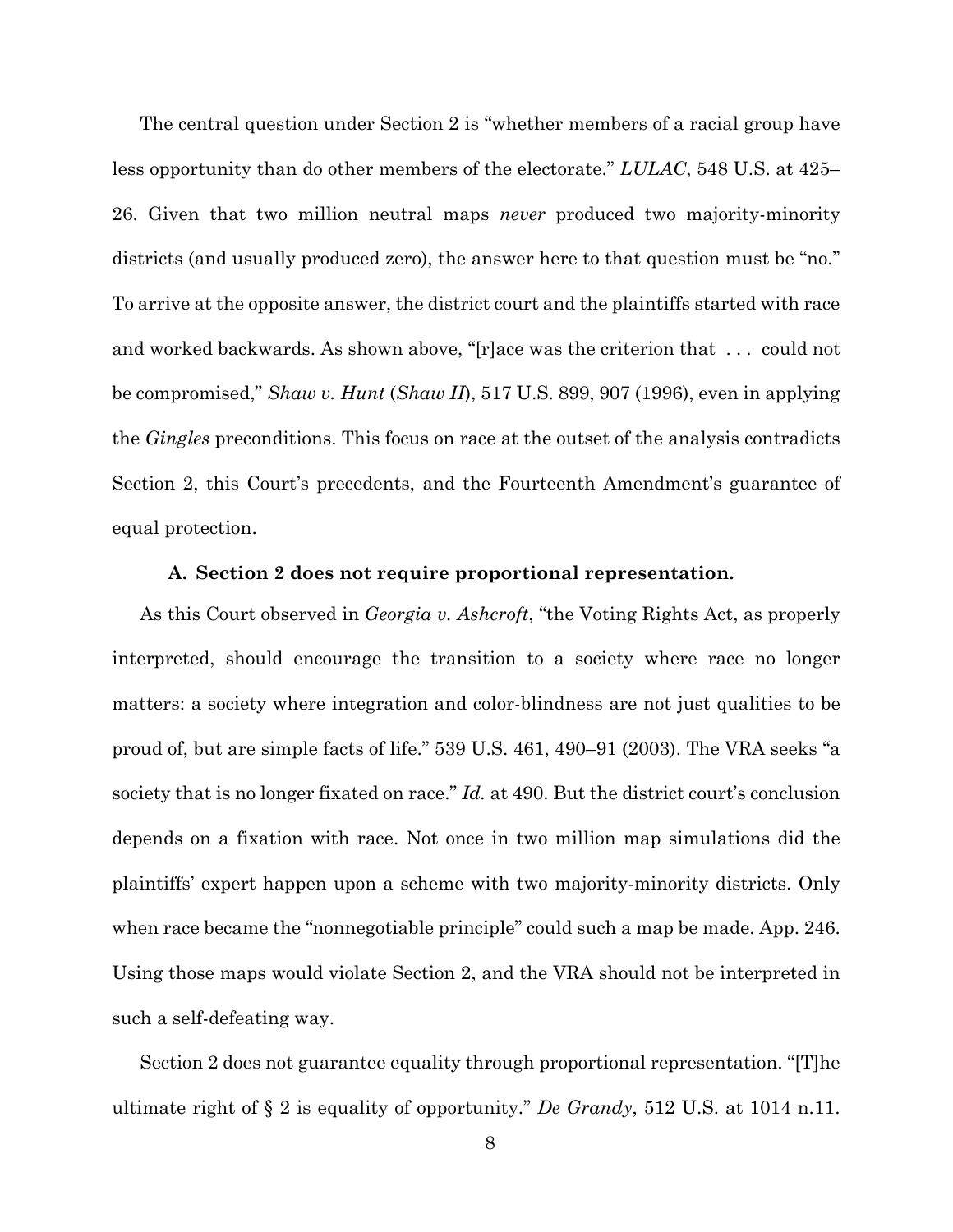The central question under Section 2 is "whether members of a racial group have less opportunity than do other members of the electorate." *LULAC*, 548 U.S. at 425–26. Given that two million neutral maps *never* produced two majority-minority districts (and usually produced zero), the answer here to that question must be "no." To arrive at the opposite answer, the district court and the plaintiffs started with race and worked backwards. As shown above, "[r]ace was the criterion that . . . could not be compromised," *Shaw v. Hunt* (*Shaw II*), 517 U.S. 899, 907 (1996), even in applying the *Gingles* preconditions. This focus on race at the outset of the analysis contradicts Section 2, this Court's precedents, and the Fourteenth Amendment's guarantee of equal protection.

### A. Section 2 does not require proportional representation.

As this Court observed in *Georgia v. Ashcroft*, "the Voting Rights Act, as properly interpreted, should encourage the transition to a society where race no longer matters: a society where integration and color-blindness are not just qualities to be proud of, but are simple facts of life." 539 U.S. 461, 490–91 (2003). The VRA seeks "a society that is no longer fixated on race." *Id.* at 490. But the district court's conclusion depends on a fixation with race. Not once in two million map simulations did the plaintiffs' expert happen upon a scheme with two majority-minority districts. Only when race became the "nonnegotiable principle" could such a map be made. App. 246. Using those maps would violate Section 2, and the VRA should not be interpreted in such a self-defeating way.

Section 2 does not guarantee equality through proportional representation. "[T]he ultimate right of § 2 is equality of opportunity." *De Grandy*, 512 U.S. at 1014 n.11.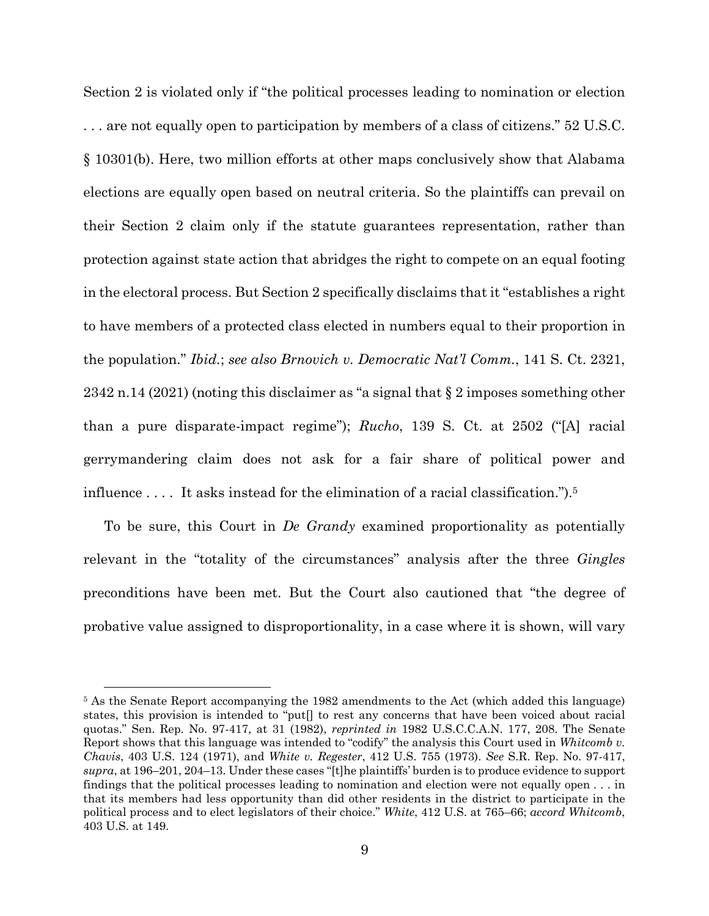Section 2 is violated only if "the political processes leading to nomination or election . . . are not equally open to participation by members of a class of citizens." 52 U.S.C. § 10301(b). Here, two million efforts at other maps conclusively show that Alabama elections are equally open based on neutral criteria. So the plaintiffs can prevail on their Section 2 claim only if the statute guarantees representation, rather than protection against state action that abridges the right to compete on an equal footing in the electoral process. But Section 2 specifically disclaims that it "establishes a right to have members of a protected class elected in numbers equal to their proportion in the population." *Ibid.*; *see also Brnovich v. Democratic Nat'l Comm.*, 141 S. Ct. 2321, 2342 n.14 (2021) (noting this disclaimer as "a signal that § 2 imposes something other than a pure disparate-impact regime"); *Rucho*, 139 S. Ct. at 2502 ("[A] racial gerrymandering claim does not ask for a fair share of political power and influence . . . . It asks instead for the elimination of a racial classification.").[5]

To be sure, this Court in *De Grandy* examined proportionality as potentially relevant in the "totality of the circumstances" analysis after the three *Gingles* preconditions have been met. But the Court also cautioned that "the degree of probative value assigned to disproportionality, in a case where it is shown, will vary

[5] As the Senate Report accompanying the 1982 amendments to the Act (which added this language) states, this provision is intended to "put[] to rest any concerns that have been voiced about racial quotas." Sen. Rep. No. 97-417, at 31 (1982), *reprinted in* 1982 U.S.C.C.A.N. 177, 208. The Senate Report shows that this language was intended to "codify" the analysis this Court used in *Whitcomb v. Chavis*, 403 U.S. 124 (1971), and *White v. Regester*, 412 U.S. 755 (1973). *See* S.R. Rep. No. 97-417, *supra*, at 196–201, 204–13. Under these cases "[t]he plaintiffs' burden is to produce evidence to support findings that the political processes leading to nomination and election were not equally open . . . in that its members had less opportunity than did other residents in the district to participate in the political process and to elect legislators of their choice." *White*, 412 U.S. at 765–66; *accord Whitcomb*, 403 U.S. at 149.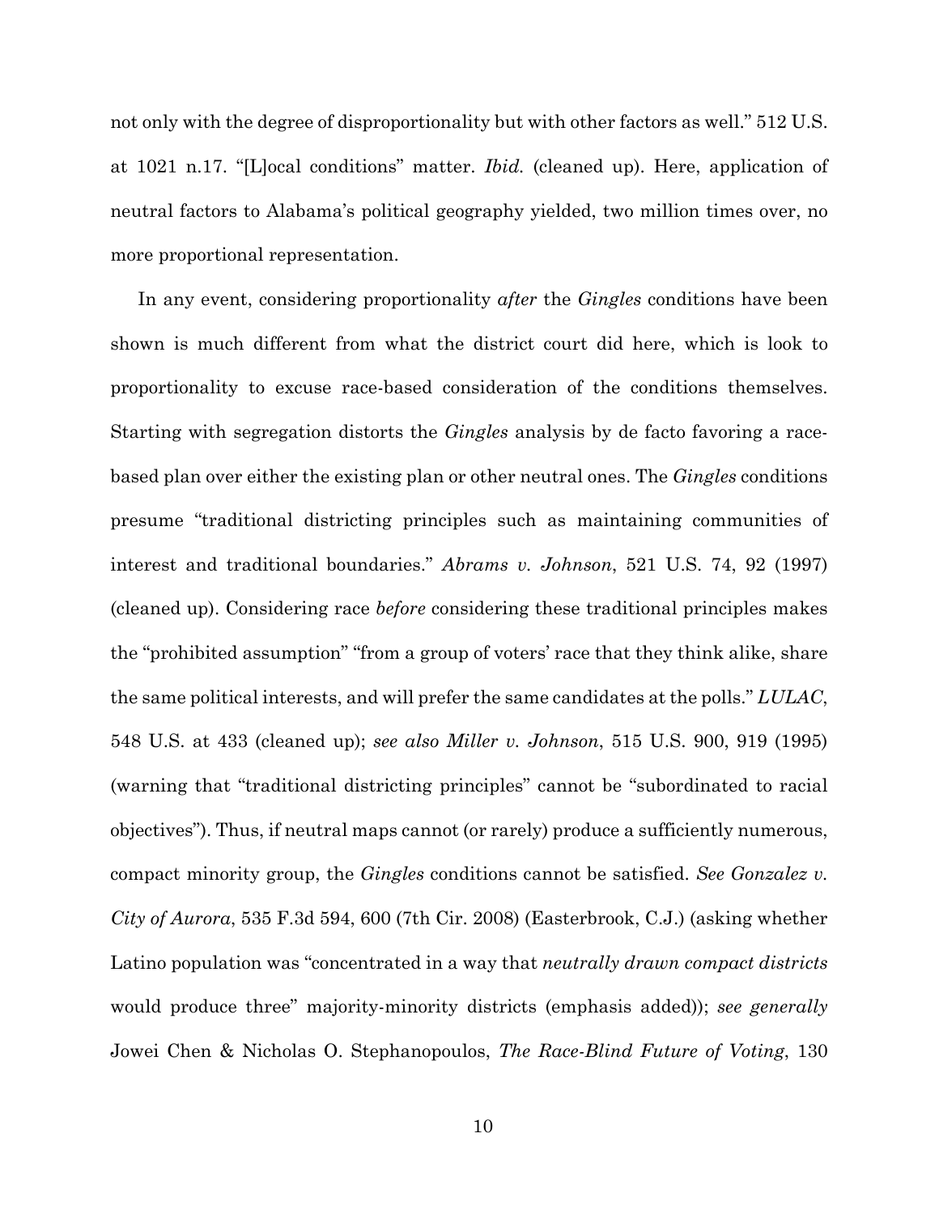not only with the degree of disproportionality but with other factors as well." 512 U.S. at 1021 n.17. "[L]ocal conditions" matter. *Ibid.* (cleaned up). Here, application of neutral factors to Alabama's political geography yielded, two million times over, no more proportional representation.

In any event, considering proportionality *after* the *Gingles* conditions have been shown is much different from what the district court did here, which is look to proportionality to excuse race-based consideration of the conditions themselves. Starting with segregation distorts the *Gingles* analysis by de facto favoring a race-based plan over either the existing plan or other neutral ones. The *Gingles* conditions presume "traditional districting principles such as maintaining communities of interest and traditional boundaries." *Abrams v. Johnson*, 521 U.S. 74, 92 (1997) (cleaned up). Considering race *before* considering these traditional principles makes the "prohibited assumption" "from a group of voters' race that they think alike, share the same political interests, and will prefer the same candidates at the polls." *LULAC*, 548 U.S. at 433 (cleaned up); *see also Miller v. Johnson*, 515 U.S. 900, 919 (1995) (warning that "traditional districting principles" cannot be "subordinated to racial objectives"). Thus, if neutral maps cannot (or rarely) produce a sufficiently numerous, compact minority group, the *Gingles* conditions cannot be satisfied. *See Gonzalez v. City of Aurora*, 535 F.3d 594, 600 (7th Cir. 2008) (Easterbrook, C.J.) (asking whether Latino population was "concentrated in a way that *neutrally drawn compact districts* would produce three" majority-minority districts (emphasis added)); *see generally* Jowei Chen & Nicholas O. Stephanopoulos, *The Race-Blind Future of Voting*, 130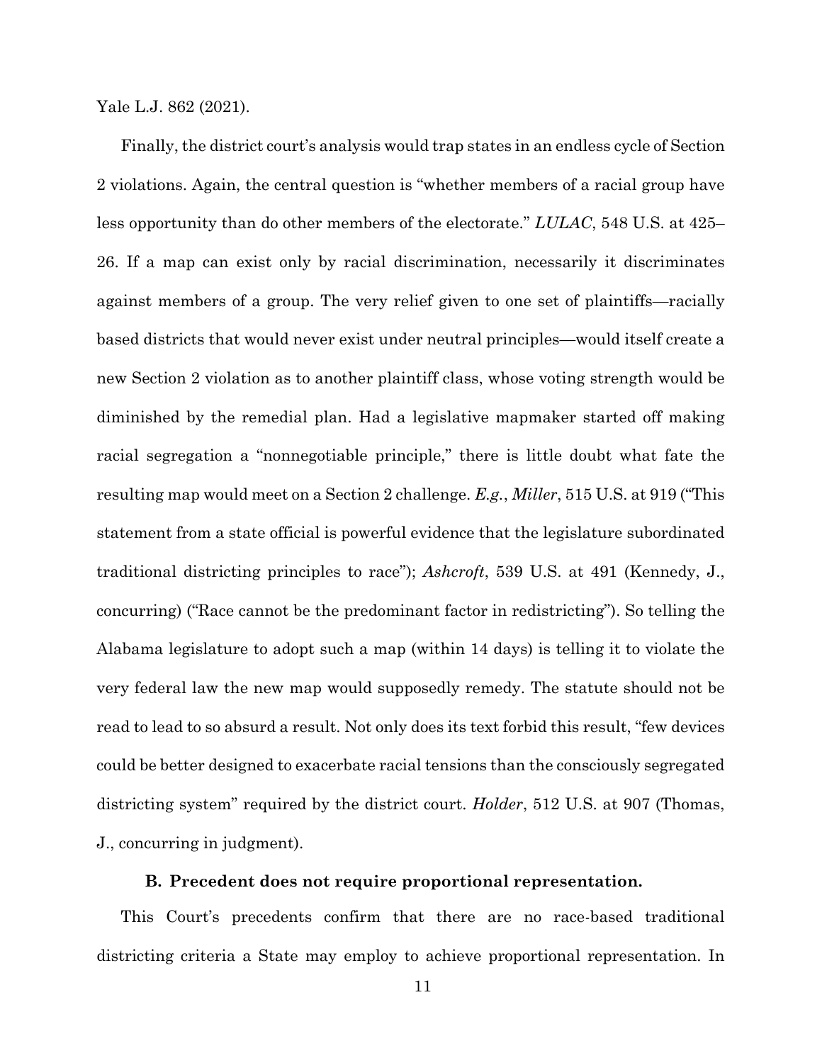Yale L.J. 862 (2021).

Finally, the district court's analysis would trap states in an endless cycle of Section 2 violations. Again, the central question is "whether members of a racial group have less opportunity than do other members of the electorate." *LULAC*, 548 U.S. at 425–26. If a map can exist only by racial discrimination, necessarily it discriminates against members of a group. The very relief given to one set of plaintiffs—racially based districts that would never exist under neutral principles—would itself create a new Section 2 violation as to another plaintiff class, whose voting strength would be diminished by the remedial plan. Had a legislative mapmaker started off making racial segregation a "nonnegotiable principle," there is little doubt what fate the resulting map would meet on a Section 2 challenge. *E.g.*, *Miller*, 515 U.S. at 919 ("This statement from a state official is powerful evidence that the legislature subordinated traditional districting principles to race"); *Ashcroft*, 539 U.S. at 491 (Kennedy, J., concurring) ("Race cannot be the predominant factor in redistricting"). So telling the Alabama legislature to adopt such a map (within 14 days) is telling it to violate the very federal law the new map would supposedly remedy. The statute should not be read to lead to so absurd a result. Not only does its text forbid this result, "few devices could be better designed to exacerbate racial tensions than the consciously segregated districting system" required by the district court. *Holder*, 512 U.S. at 907 (Thomas, J., concurring in judgment).

### B. Precedent does not require proportional representation.

This Court's precedents confirm that there are no race-based traditional districting criteria a State may employ to achieve proportional representation. In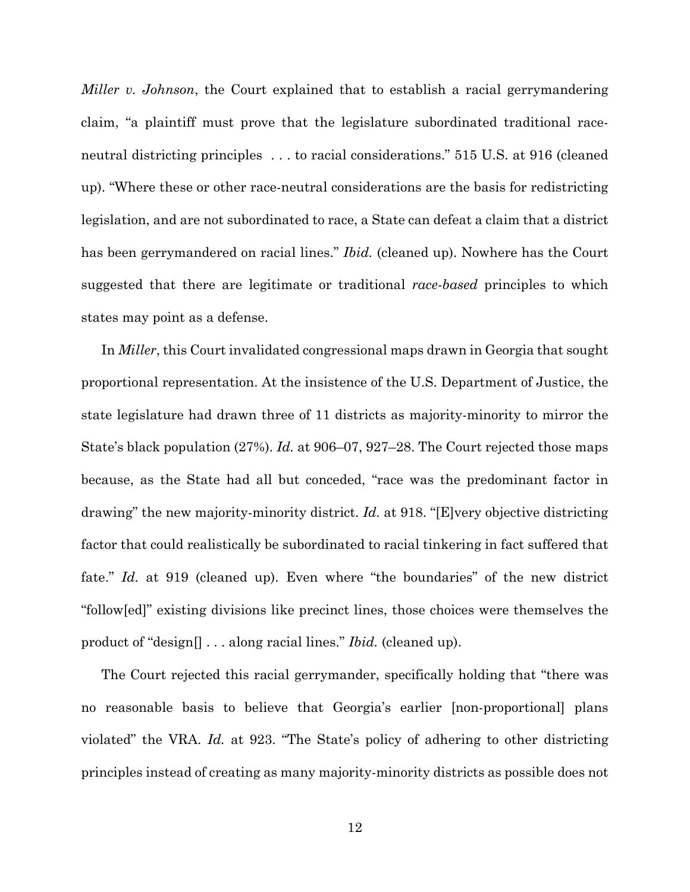*Miller v. Johnson*, the Court explained that to establish a racial gerrymandering claim, "a plaintiff must prove that the legislature subordinated traditional race-neutral districting principles . . . to racial considerations." 515 U.S. at 916 (cleaned up). "Where these or other race-neutral considerations are the basis for redistricting legislation, and are not subordinated to race, a State can defeat a claim that a district has been gerrymandered on racial lines." *Ibid.* (cleaned up). Nowhere has the Court suggested that there are legitimate or traditional *race-based* principles to which states may point as a defense.

In *Miller*, this Court invalidated congressional maps drawn in Georgia that sought proportional representation. At the insistence of the U.S. Department of Justice, the state legislature had drawn three of 11 districts as majority-minority to mirror the State's black population (27%). *Id.* at 906–07, 927–28. The Court rejected those maps because, as the State had all but conceded, "race was the predominant factor in drawing" the new majority-minority district. *Id.* at 918. "[E]very objective districting factor that could realistically be subordinated to racial tinkering in fact suffered that fate." *Id.* at 919 (cleaned up). Even where "the boundaries" of the new district "follow[ed]" existing divisions like precinct lines, those choices were themselves the product of "design[] . . . along racial lines." *Ibid.* (cleaned up).

The Court rejected this racial gerrymander, specifically holding that "there was no reasonable basis to believe that Georgia's earlier [non-proportional] plans violated" the VRA. *Id.* at 923. "The State's policy of adhering to other districting principles instead of creating as many majority-minority districts as possible does not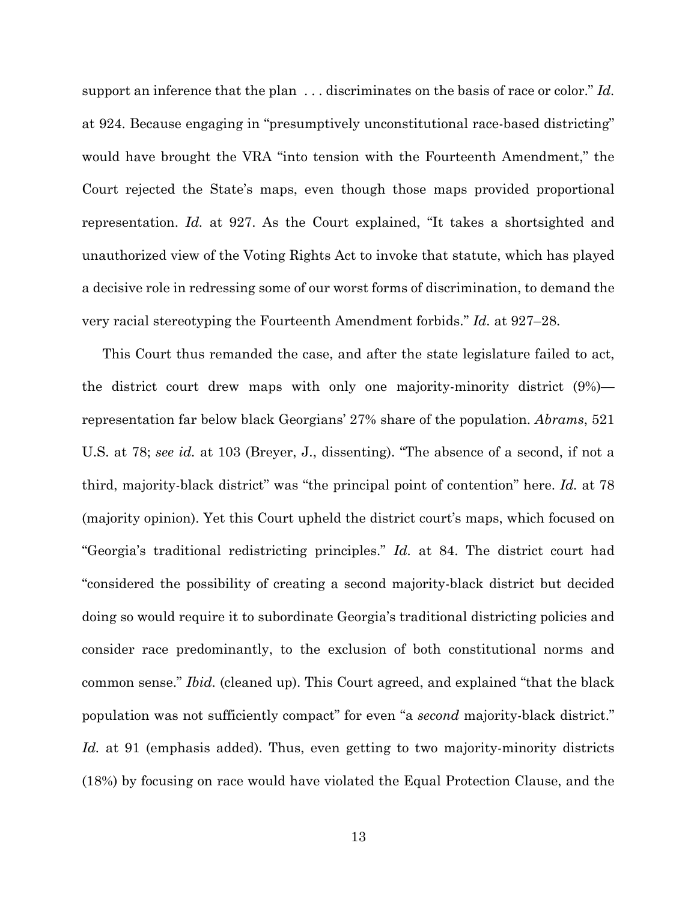support an inference that the plan . . . discriminates on the basis of race or color." *Id.* at 924. Because engaging in "presumptively unconstitutional race-based districting" would have brought the VRA "into tension with the Fourteenth Amendment," the Court rejected the State's maps, even though those maps provided proportional representation. *Id.* at 927. As the Court explained, "It takes a shortsighted and unauthorized view of the Voting Rights Act to invoke that statute, which has played a decisive role in redressing some of our worst forms of discrimination, to demand the very racial stereotyping the Fourteenth Amendment forbids." *Id.* at 927–28.

This Court thus remanded the case, and after the state legislature failed to act, the district court drew maps with only one majority-minority district (9%)—representation far below black Georgians' 27% share of the population. *Abrams*, 521 U.S. at 78; *see id.* at 103 (Breyer, J., dissenting). "The absence of a second, if not a third, majority-black district" was "the principal point of contention" here. *Id.* at 78 (majority opinion). Yet this Court upheld the district court's maps, which focused on "Georgia's traditional redistricting principles." *Id.* at 84. The district court had "considered the possibility of creating a second majority-black district but decided doing so would require it to subordinate Georgia's traditional districting policies and consider race predominantly, to the exclusion of both constitutional norms and common sense." *Ibid.* (cleaned up). This Court agreed, and explained "that the black population was not sufficiently compact" for even "a *second* majority-black district." *Id.* at 91 (emphasis added). Thus, even getting to two majority-minority districts (18%) by focusing on race would have violated the Equal Protection Clause, and the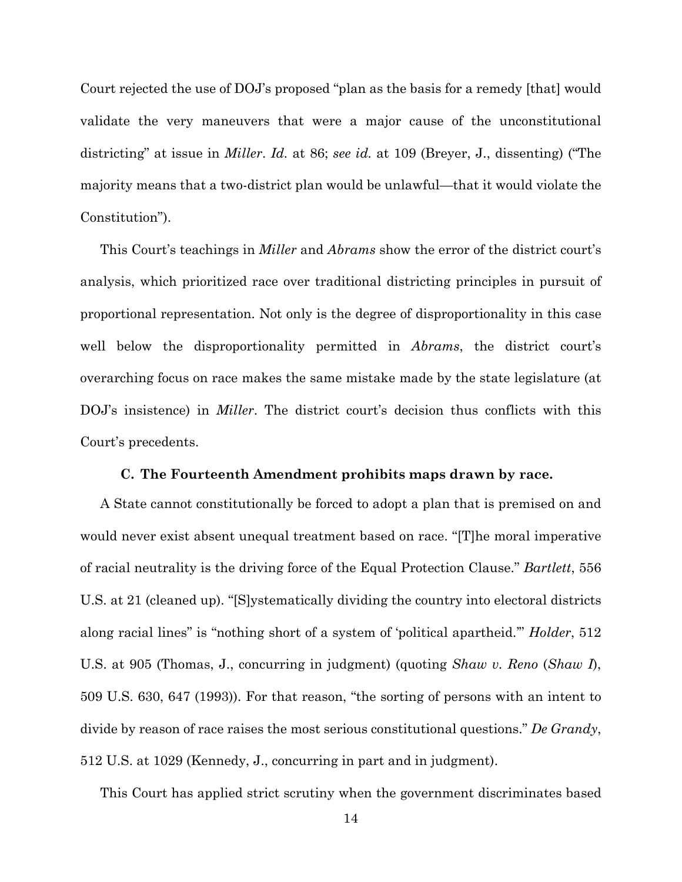Court rejected the use of DOJ's proposed "plan as the basis for a remedy [that] would validate the very maneuvers that were a major cause of the unconstitutional districting" at issue in *Miller*. *Id.* at 86; *see id.* at 109 (Breyer, J., dissenting) ("The majority means that a two-district plan would be unlawful—that it would violate the Constitution").

This Court's teachings in *Miller* and *Abrams* show the error of the district court's analysis, which prioritized race over traditional districting principles in pursuit of proportional representation. Not only is the degree of disproportionality in this case well below the disproportionality permitted in *Abrams*, the district court's overarching focus on race makes the same mistake made by the state legislature (at DOJ's insistence) in *Miller*. The district court's decision thus conflicts with this Court's precedents.

### C. The Fourteenth Amendment prohibits maps drawn by race.

A State cannot constitutionally be forced to adopt a plan that is premised on and would never exist absent unequal treatment based on race. "[T]he moral imperative of racial neutrality is the driving force of the Equal Protection Clause." *Bartlett*, 556 U.S. at 21 (cleaned up). "[S]ystematically dividing the country into electoral districts along racial lines" is "nothing short of a system of 'political apartheid.'" *Holder*, 512 U.S. at 905 (Thomas, J., concurring in judgment) (quoting *Shaw v. Reno* (*Shaw I*), 509 U.S. 630, 647 (1993)). For that reason, "the sorting of persons with an intent to divide by reason of race raises the most serious constitutional questions." *De Grandy*, 512 U.S. at 1029 (Kennedy, J., concurring in part and in judgment).

This Court has applied strict scrutiny when the government discriminates based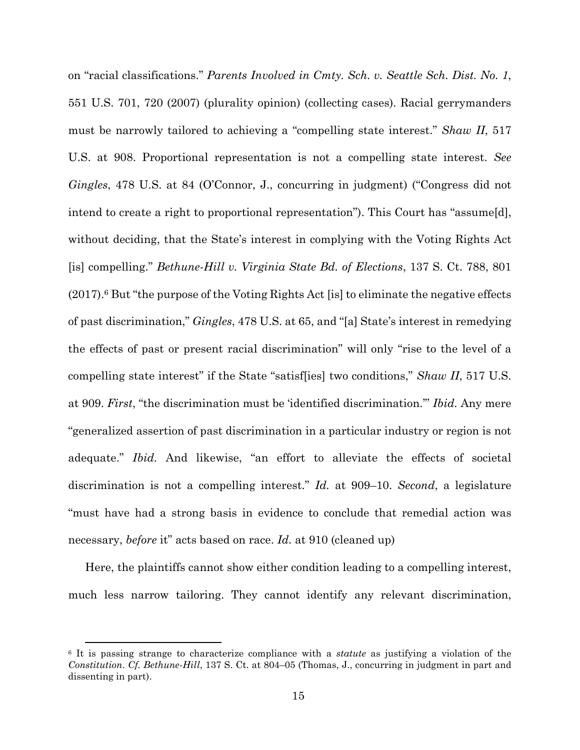on "racial classifications." *Parents Involved in Cmty. Sch. v. Seattle Sch. Dist. No. 1*, 551 U.S. 701, 720 (2007) (plurality opinion) (collecting cases). Racial gerrymanders must be narrowly tailored to achieving a "compelling state interest." *Shaw II*, 517 U.S. at 908. Proportional representation is not a compelling state interest. *See Gingles*, 478 U.S. at 84 (O'Connor, J., concurring in judgment) ("Congress did not intend to create a right to proportional representation"). This Court has "assume[d], without deciding, that the State's interest in complying with the Voting Rights Act [is] compelling." *Bethune-Hill v. Virginia State Bd. of Elections*, 137 S. Ct. 788, 801 (2017).[6] But "the purpose of the Voting Rights Act [is] to eliminate the negative effects of past discrimination," *Gingles*, 478 U.S. at 65, and "[a] State's interest in remedying the effects of past or present racial discrimination" will only "rise to the level of a compelling state interest" if the State "satisf[ies] two conditions," *Shaw II*, 517 U.S. at 909. *First*, "the discrimination must be 'identified discrimination.'" *Ibid*. Any mere "generalized assertion of past discrimination in a particular industry or region is not adequate." *Ibid.* And likewise, "an effort to alleviate the effects of societal discrimination is not a compelling interest." *Id.* at 909–10. *Second*, a legislature "must have had a strong basis in evidence to conclude that remedial action was necessary, *before* it" acts based on race. *Id.* at 910 (cleaned up)

Here, the plaintiffs cannot show either condition leading to a compelling interest, much less narrow tailoring. They cannot identify any relevant discrimination,

---

[6] It is passing strange to characterize compliance with a *statute* as justifying a violation of the *Constitution*. *Cf. Bethune-Hill*, 137 S. Ct. at 804–05 (Thomas, J., concurring in judgment in part and dissenting in part).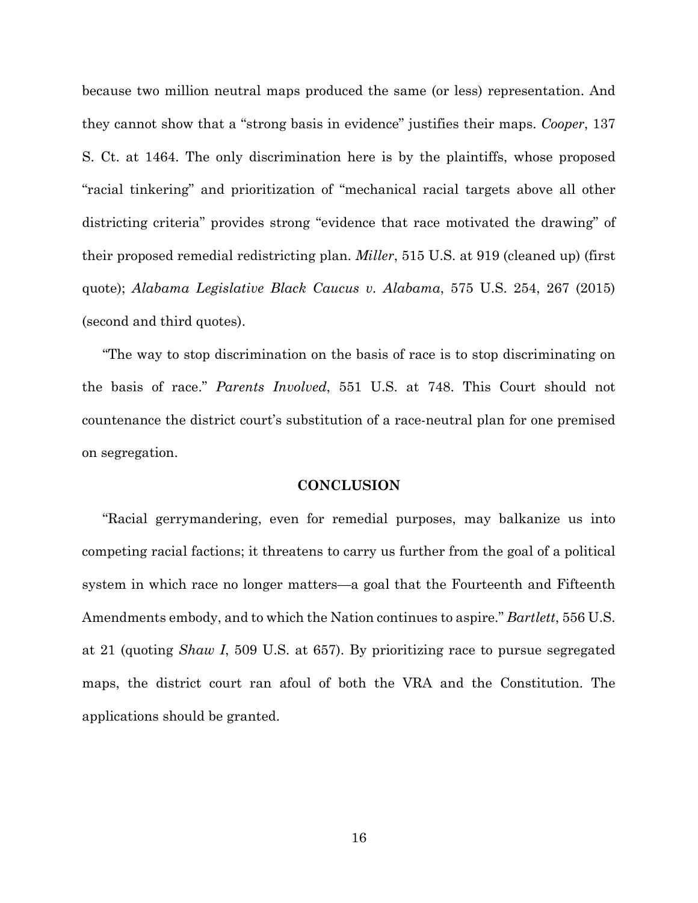because two million neutral maps produced the same (or less) representation. And they cannot show that a "strong basis in evidence" justifies their maps. *Cooper*, 137 S. Ct. at 1464. The only discrimination here is by the plaintiffs, whose proposed "racial tinkering" and prioritization of "mechanical racial targets above all other districting criteria" provides strong "evidence that race motivated the drawing" of their proposed remedial redistricting plan. *Miller*, 515 U.S. at 919 (cleaned up) (first quote); *Alabama Legislative Black Caucus v. Alabama*, 575 U.S. 254, 267 (2015) (second and third quotes).

"The way to stop discrimination on the basis of race is to stop discriminating on the basis of race." *Parents Involved*, 551 U.S. at 748. This Court should not countenance the district court's substitution of a race-neutral plan for one premised on segregation.

## CONCLUSION

"Racial gerrymandering, even for remedial purposes, may balkanize us into competing racial factions; it threatens to carry us further from the goal of a political system in which race no longer matters—a goal that the Fourteenth and Fifteenth Amendments embody, and to which the Nation continues to aspire." *Bartlett*, 556 U.S. at 21 (quoting *Shaw I*, 509 U.S. at 657). By prioritizing race to pursue segregated maps, the district court ran afoul of both the VRA and the Constitution. The applications should be granted.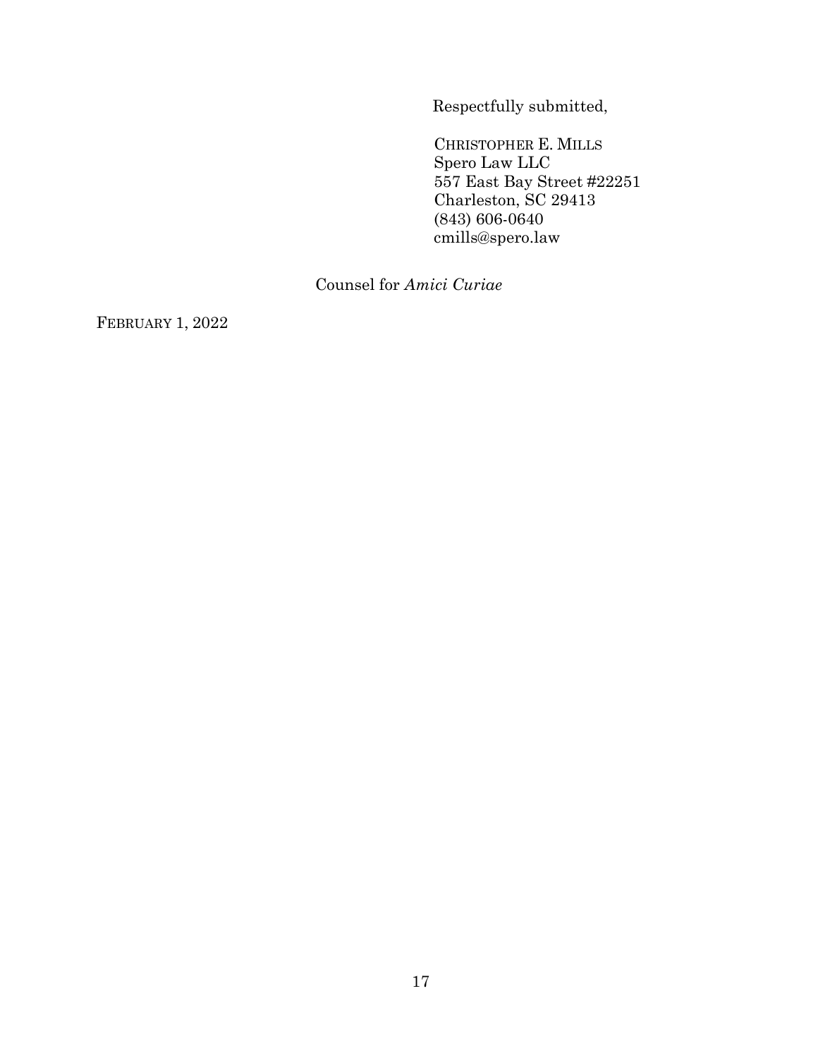Respectfully submitted,

CHRISTOPHER E. MILLS
Spero Law LLC
557 East Bay Street #22251
Charleston, SC 29413
(843) 606-0640
cmills@spero.law

Counsel for *Amici Curiae*

FEBRUARY 1, 2022